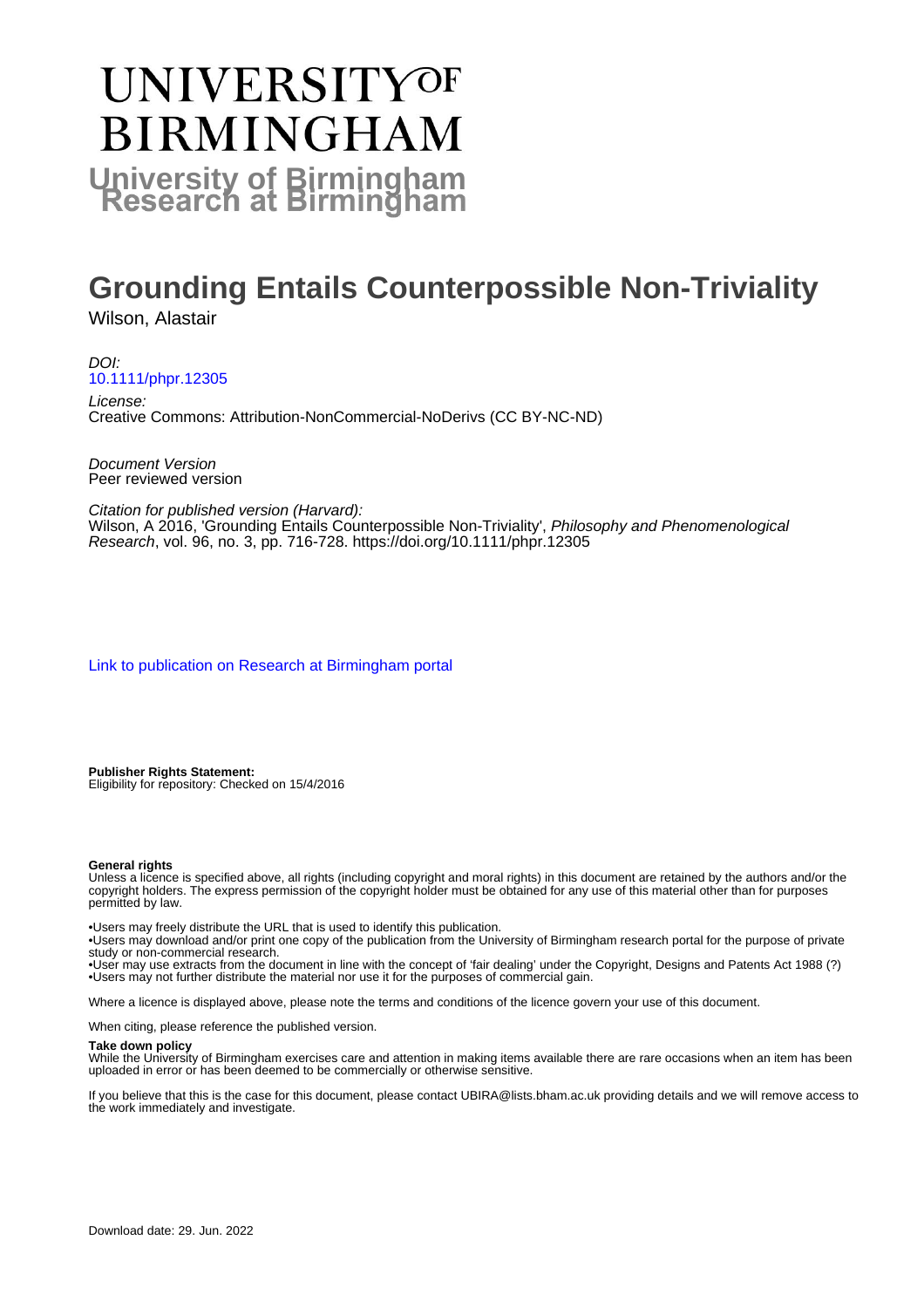# UNIVERSITY OF BIRMINGHAM

**University of Birmingham Research at Birmingham**

# Grounding Entails Counterpossible Non-Triviality

Wilson, Alastair

*DOI:*
10.1111/phpr.12305

*License:*
Creative Commons: Attribution-NonCommercial-NoDerivs (CC BY-NC-ND)

*Document Version*
Peer reviewed version

*Citation for published version (Harvard):*
Wilson, A 2016, 'Grounding Entails Counterpossible Non-Triviality', *Philosophy and Phenomenological Research*, vol. 96, no. 3, pp. 716-728. https://doi.org/10.1111/phpr.12305

Link to publication on Research at Birmingham portal

**Publisher Rights Statement:**
Eligibility for repository: Checked on 15/4/2016

**General rights**
Unless a licence is specified above, all rights (including copyright and moral rights) in this document are retained by the authors and/or the copyright holders. The express permission of the copyright holder must be obtained for any use of this material other than for purposes permitted by law.

•Users may freely distribute the URL that is used to identify this publication.
•Users may download and/or print one copy of the publication from the University of Birmingham research portal for the purpose of private study or non-commercial research.
•User may use extracts from the document in line with the concept of 'fair dealing' under the Copyright, Designs and Patents Act 1988 (?)
•Users may not further distribute the material nor use it for the purposes of commercial gain.

Where a licence is displayed above, please note the terms and conditions of the licence govern your use of this document.

When citing, please reference the published version.

**Take down policy**
While the University of Birmingham exercises care and attention in making items available there are rare occasions when an item has been uploaded in error or has been deemed to be commercially or otherwise sensitive.

If you believe that this is the case for this document, please contact UBIRA@lists.bham.ac.uk providing details and we will remove access to the work immediately and investigate.

Download date: 29. Jun. 2022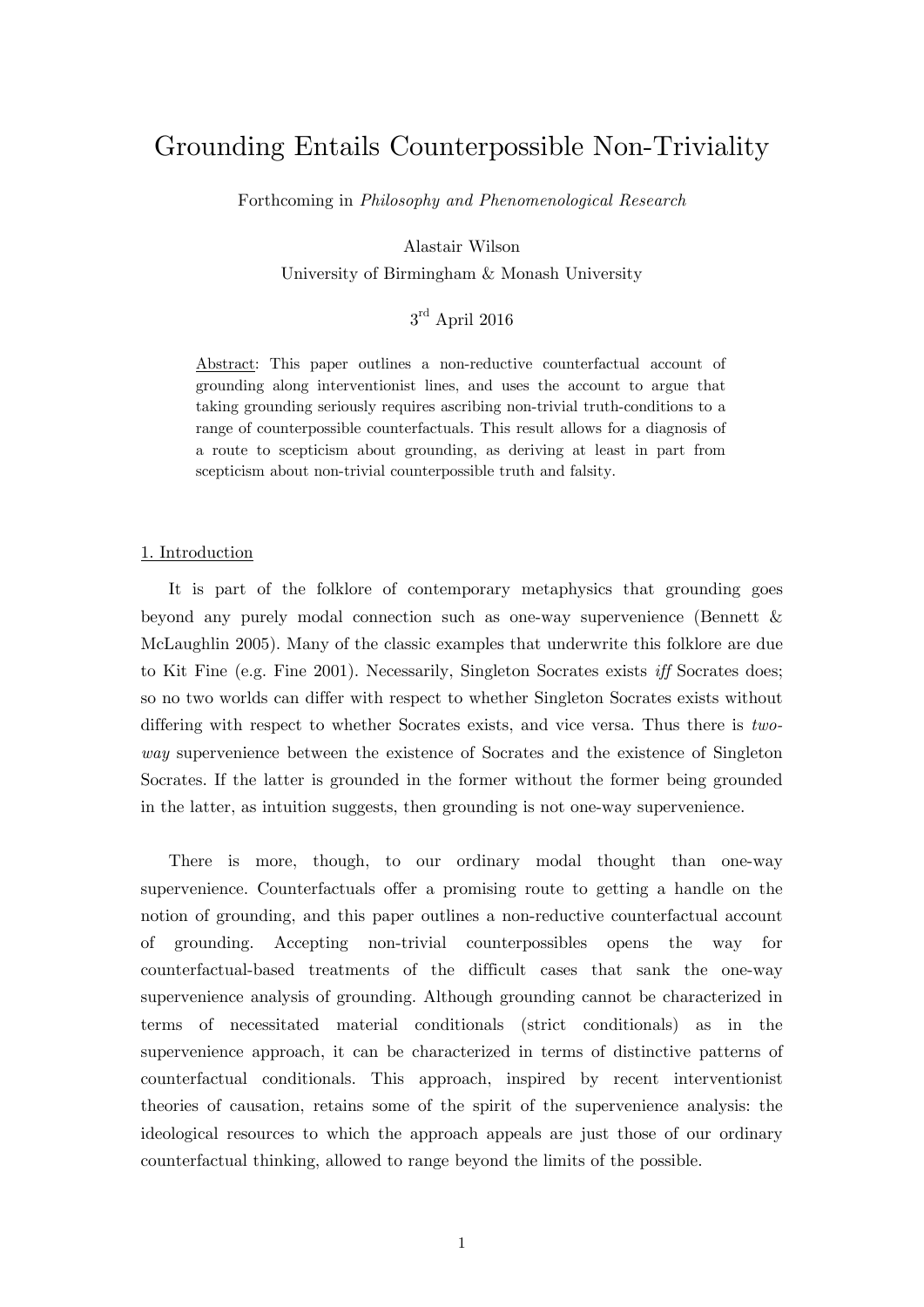# Grounding Entails Counterpossible Non-Triviality

Forthcoming in *Philosophy and Phenomenological Research*

Alastair Wilson

University of Birmingham & Monash University

3rd April 2016

Abstract: This paper outlines a non-reductive counterfactual account of grounding along interventionist lines, and uses the account to argue that taking grounding seriously requires ascribing non-trivial truth-conditions to a range of counterpossible counterfactuals. This result allows for a diagnosis of a route to scepticism about grounding, as deriving at least in part from scepticism about non-trivial counterpossible truth and falsity.

## 1. Introduction

It is part of the folklore of contemporary metaphysics that grounding goes beyond any purely modal connection such as one-way supervenience (Bennett & McLaughlin 2005). Many of the classic examples that underwrite this folklore are due to Kit Fine (e.g. Fine 2001). Necessarily, Singleton Socrates exists *iff* Socrates does; so no two worlds can differ with respect to whether Singleton Socrates exists without differing with respect to whether Socrates exists, and vice versa. Thus there is *two-way* supervenience between the existence of Socrates and the existence of Singleton Socrates. If the latter is grounded in the former without the former being grounded in the latter, as intuition suggests, then grounding is not one-way supervenience.

There is more, though, to our ordinary modal thought than one-way supervenience. Counterfactuals offer a promising route to getting a handle on the notion of grounding, and this paper outlines a non-reductive counterfactual account of grounding. Accepting non-trivial counterpossibles opens the way for counterfactual-based treatments of the difficult cases that sank the one-way supervenience analysis of grounding. Although grounding cannot be characterized in terms of necessitated material conditionals (strict conditionals) as in the supervenience approach, it can be characterized in terms of distinctive patterns of counterfactual conditionals. This approach, inspired by recent interventionist theories of causation, retains some of the spirit of the supervenience analysis: the ideological resources to which the approach appeals are just those of our ordinary counterfactual thinking, allowed to range beyond the limits of the possible.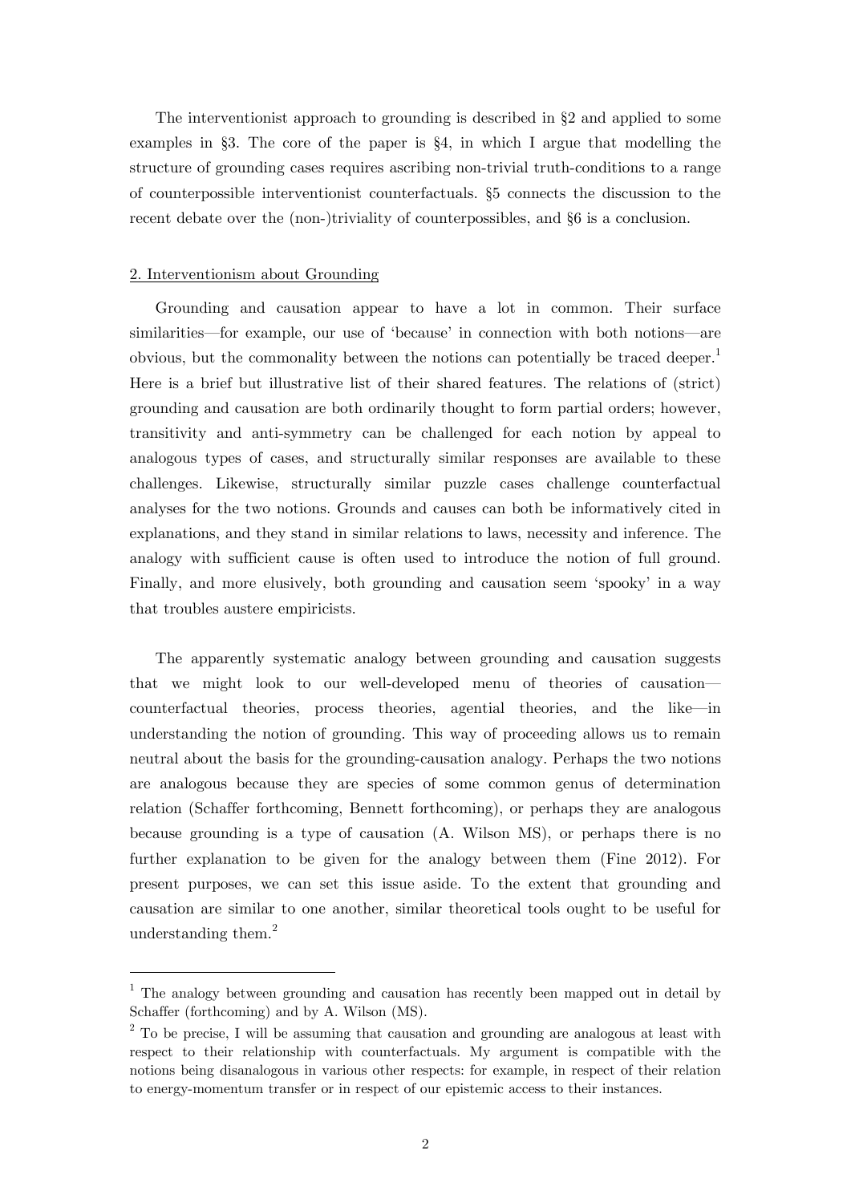The interventionist approach to grounding is described in §2 and applied to some examples in §3. The core of the paper is §4, in which I argue that modelling the structure of grounding cases requires ascribing non-trivial truth-conditions to a range of counterpossible interventionist counterfactuals. §5 connects the discussion to the recent debate over the (non-)triviality of counterpossibles, and §6 is a conclusion.

## 2. Interventionism about Grounding

Grounding and causation appear to have a lot in common. Their surface similarities—for example, our use of 'because' in connection with both notions—are obvious, but the commonality between the notions can potentially be traced deeper.[1] Here is a brief but illustrative list of their shared features. The relations of (strict) grounding and causation are both ordinarily thought to form partial orders; however, transitivity and anti-symmetry can be challenged for each notion by appeal to analogous types of cases, and structurally similar responses are available to these challenges. Likewise, structurally similar puzzle cases challenge counterfactual analyses for the two notions. Grounds and causes can both be informatively cited in explanations, and they stand in similar relations to laws, necessity and inference. The analogy with sufficient cause is often used to introduce the notion of full ground. Finally, and more elusively, both grounding and causation seem 'spooky' in a way that troubles austere empiricists.

The apparently systematic analogy between grounding and causation suggests that we might look to our well-developed menu of theories of causation—counterfactual theories, process theories, agential theories, and the like—in understanding the notion of grounding. This way of proceeding allows us to remain neutral about the basis for the grounding-causation analogy. Perhaps the two notions are analogous because they are species of some common genus of determination relation (Schaffer forthcoming, Bennett forthcoming), or perhaps they are analogous because grounding is a type of causation (A. Wilson MS), or perhaps there is no further explanation to be given for the analogy between them (Fine 2012). For present purposes, we can set this issue aside. To the extent that grounding and causation are similar to one another, similar theoretical tools ought to be useful for understanding them.[2]

---

[1] The analogy between grounding and causation has recently been mapped out in detail by Schaffer (forthcoming) and by A. Wilson (MS).

[2] To be precise, I will be assuming that causation and grounding are analogous at least with respect to their relationship with counterfactuals. My argument is compatible with the notions being disanalogous in various other respects: for example, in respect of their relation to energy-momentum transfer or in respect of our epistemic access to their instances.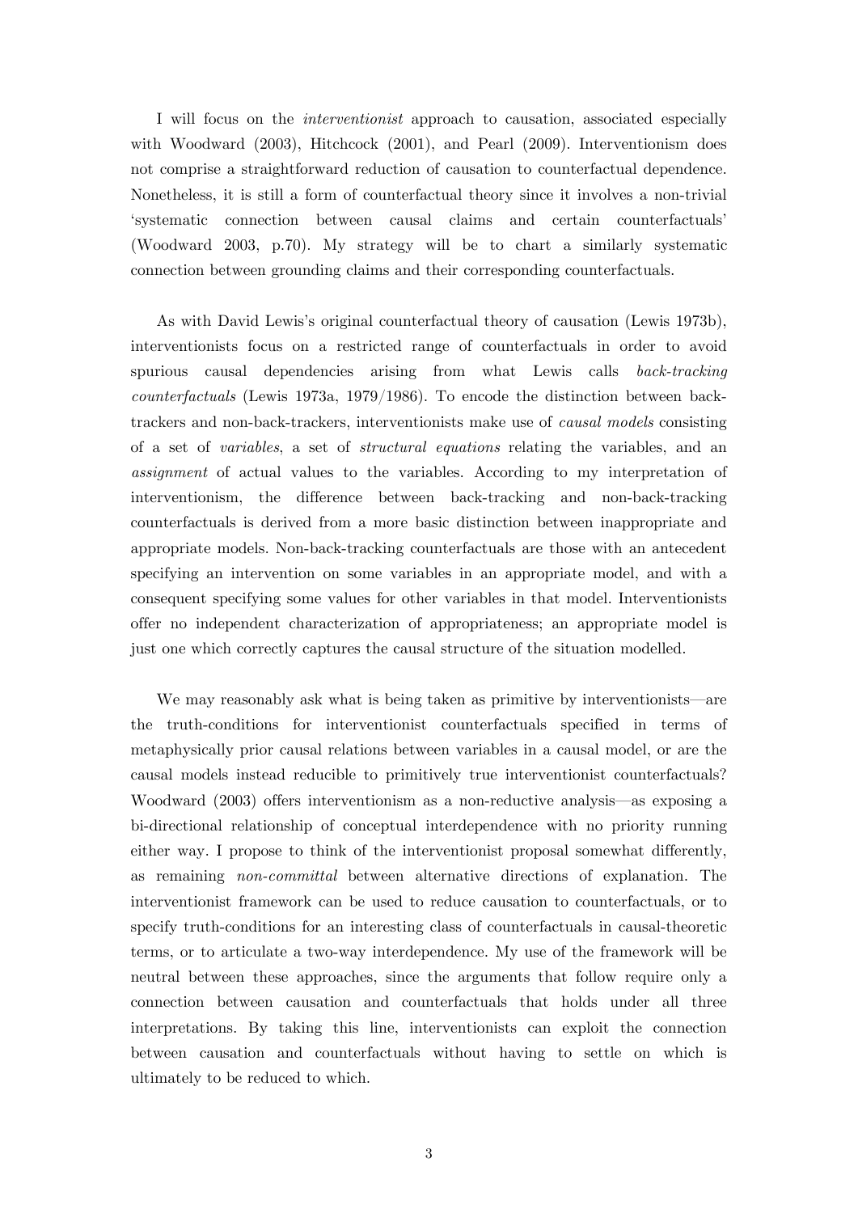I will focus on the *interventionist* approach to causation, associated especially with Woodward (2003), Hitchcock (2001), and Pearl (2009). Interventionism does not comprise a straightforward reduction of causation to counterfactual dependence. Nonetheless, it is still a form of counterfactual theory since it involves a non-trivial 'systematic connection between causal claims and certain counterfactuals' (Woodward 2003, p.70). My strategy will be to chart a similarly systematic connection between grounding claims and their corresponding counterfactuals.

As with David Lewis's original counterfactual theory of causation (Lewis 1973b), interventionists focus on a restricted range of counterfactuals in order to avoid spurious causal dependencies arising from what Lewis calls *back-tracking counterfactuals* (Lewis 1973a, 1979/1986). To encode the distinction between back-trackers and non-back-trackers, interventionists make use of *causal models* consisting of a set of *variables*, a set of *structural equations* relating the variables, and an *assignment* of actual values to the variables. According to my interpretation of interventionism, the difference between back-tracking and non-back-tracking counterfactuals is derived from a more basic distinction between inappropriate and appropriate models. Non-back-tracking counterfactuals are those with an antecedent specifying an intervention on some variables in an appropriate model, and with a consequent specifying some values for other variables in that model. Interventionists offer no independent characterization of appropriateness; an appropriate model is just one which correctly captures the causal structure of the situation modelled.

We may reasonably ask what is being taken as primitive by interventionists—are the truth-conditions for interventionist counterfactuals specified in terms of metaphysically prior causal relations between variables in a causal model, or are the causal models instead reducible to primitively true interventionist counterfactuals? Woodward (2003) offers interventionism as a non-reductive analysis—as exposing a bi-directional relationship of conceptual interdependence with no priority running either way. I propose to think of the interventionist proposal somewhat differently, as remaining *non-committal* between alternative directions of explanation. The interventionist framework can be used to reduce causation to counterfactuals, or to specify truth-conditions for an interesting class of counterfactuals in causal-theoretic terms, or to articulate a two-way interdependence. My use of the framework will be neutral between these approaches, since the arguments that follow require only a connection between causation and counterfactuals that holds under all three interpretations. By taking this line, interventionists can exploit the connection between causation and counterfactuals without having to settle on which is ultimately to be reduced to which.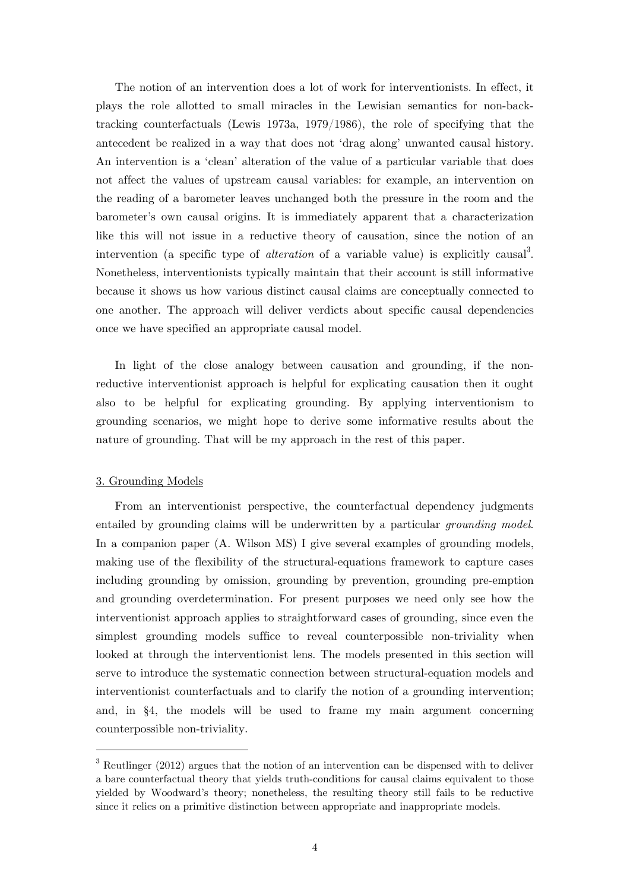The notion of an intervention does a lot of work for interventionists. In effect, it plays the role allotted to small miracles in the Lewisian semantics for non-backtracking counterfactuals (Lewis 1973a, 1979/1986), the role of specifying that the antecedent be realized in a way that does not 'drag along' unwanted causal history. An intervention is a 'clean' alteration of the value of a particular variable that does not affect the values of upstream causal variables: for example, an intervention on the reading of a barometer leaves unchanged both the pressure in the room and the barometer's own causal origins. It is immediately apparent that a characterization like this will not issue in a reductive theory of causation, since the notion of an intervention (a specific type of *alteration* of a variable value) is explicitly causal[3]. Nonetheless, interventionists typically maintain that their account is still informative because it shows us how various distinct causal claims are conceptually connected to one another. The approach will deliver verdicts about specific causal dependencies once we have specified an appropriate causal model.

In light of the close analogy between causation and grounding, if the non-reductive interventionist approach is helpful for explicating causation then it ought also to be helpful for explicating grounding. By applying interventionism to grounding scenarios, we might hope to derive some informative results about the nature of grounding. That will be my approach in the rest of this paper.

## 3. Grounding Models

From an interventionist perspective, the counterfactual dependency judgments entailed by grounding claims will be underwritten by a particular *grounding model*. In a companion paper (A. Wilson MS) I give several examples of grounding models, making use of the flexibility of the structural-equations framework to capture cases including grounding by omission, grounding by prevention, grounding pre-emption and grounding overdetermination. For present purposes we need only see how the interventionist approach applies to straightforward cases of grounding, since even the simplest grounding models suffice to reveal counterpossible non-triviality when looked at through the interventionist lens. The models presented in this section will serve to introduce the systematic connection between structural-equation models and interventionist counterfactuals and to clarify the notion of a grounding intervention; and, in §4, the models will be used to frame my main argument concerning counterpossible non-triviality.

[3] Reutlinger (2012) argues that the notion of an intervention can be dispensed with to deliver a bare counterfactual theory that yields truth-conditions for causal claims equivalent to those yielded by Woodward's theory; nonetheless, the resulting theory still fails to be reductive since it relies on a primitive distinction between appropriate and inappropriate models.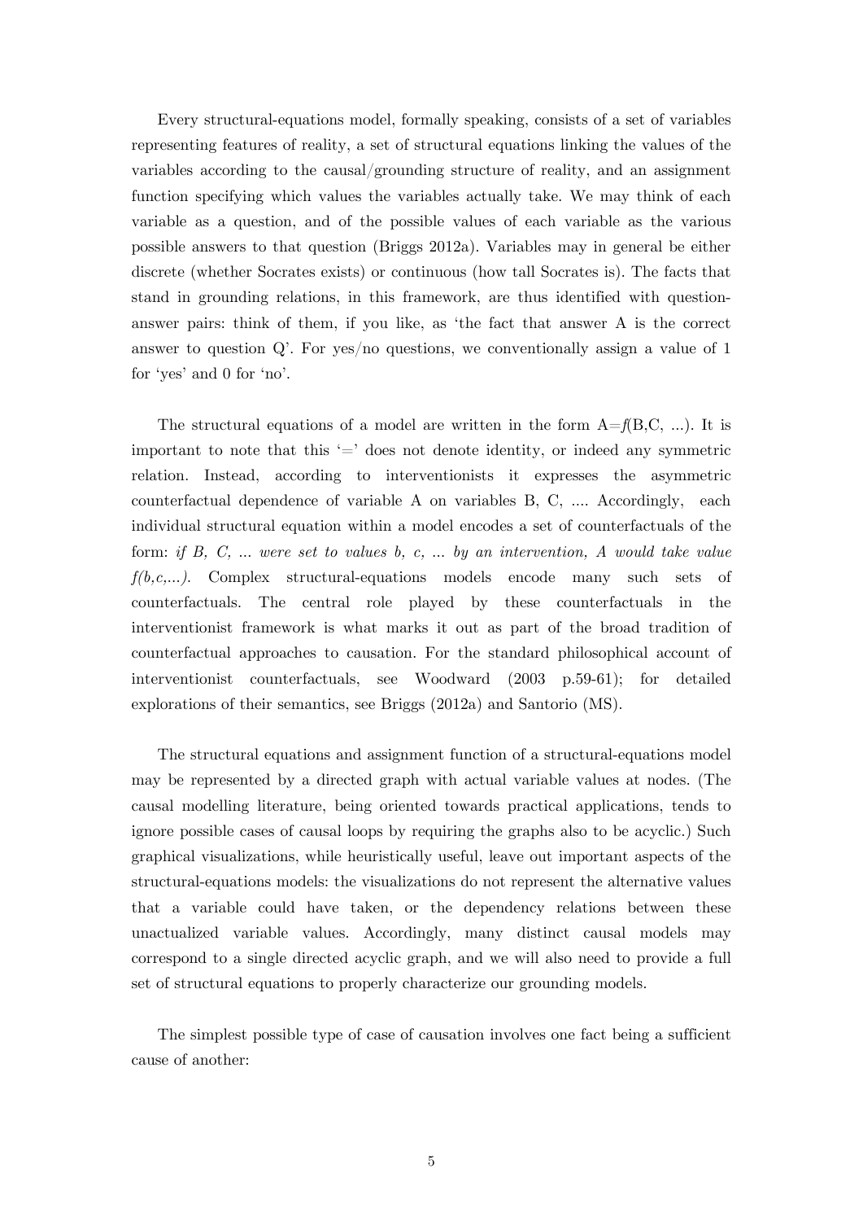Every structural-equations model, formally speaking, consists of a set of variables representing features of reality, a set of structural equations linking the values of the variables according to the causal/grounding structure of reality, and an assignment function specifying which values the variables actually take. We may think of each variable as a question, and of the possible values of each variable as the various possible answers to that question (Briggs 2012a). Variables may in general be either discrete (whether Socrates exists) or continuous (how tall Socrates is). The facts that stand in grounding relations, in this framework, are thus identified with question-answer pairs: think of them, if you like, as 'the fact that answer A is the correct answer to question Q'. For yes/no questions, we conventionally assign a value of 1 for 'yes' and 0 for 'no'.

The structural equations of a model are written in the form A=*f*(B,C, ...). It is important to note that this '=' does not denote identity, or indeed any symmetric relation. Instead, according to interventionists it expresses the asymmetric counterfactual dependence of variable A on variables B, C, .... Accordingly, each individual structural equation within a model encodes a set of counterfactuals of the form: *if B, C, ... were set to values b, c, ... by an intervention, A would take value f(b,c,...).* Complex structural-equations models encode many such sets of counterfactuals. The central role played by these counterfactuals in the interventionist framework is what marks it out as part of the broad tradition of counterfactual approaches to causation. For the standard philosophical account of interventionist counterfactuals, see Woodward (2003 p.59-61); for detailed explorations of their semantics, see Briggs (2012a) and Santorio (MS).

The structural equations and assignment function of a structural-equations model may be represented by a directed graph with actual variable values at nodes. (The causal modelling literature, being oriented towards practical applications, tends to ignore possible cases of causal loops by requiring the graphs also to be acyclic.) Such graphical visualizations, while heuristically useful, leave out important aspects of the structural-equations models: the visualizations do not represent the alternative values that a variable could have taken, or the dependency relations between these unactualized variable values. Accordingly, many distinct causal models may correspond to a single directed acyclic graph, and we will also need to provide a full set of structural equations to properly characterize our grounding models.

The simplest possible type of case of causation involves one fact being a sufficient cause of another: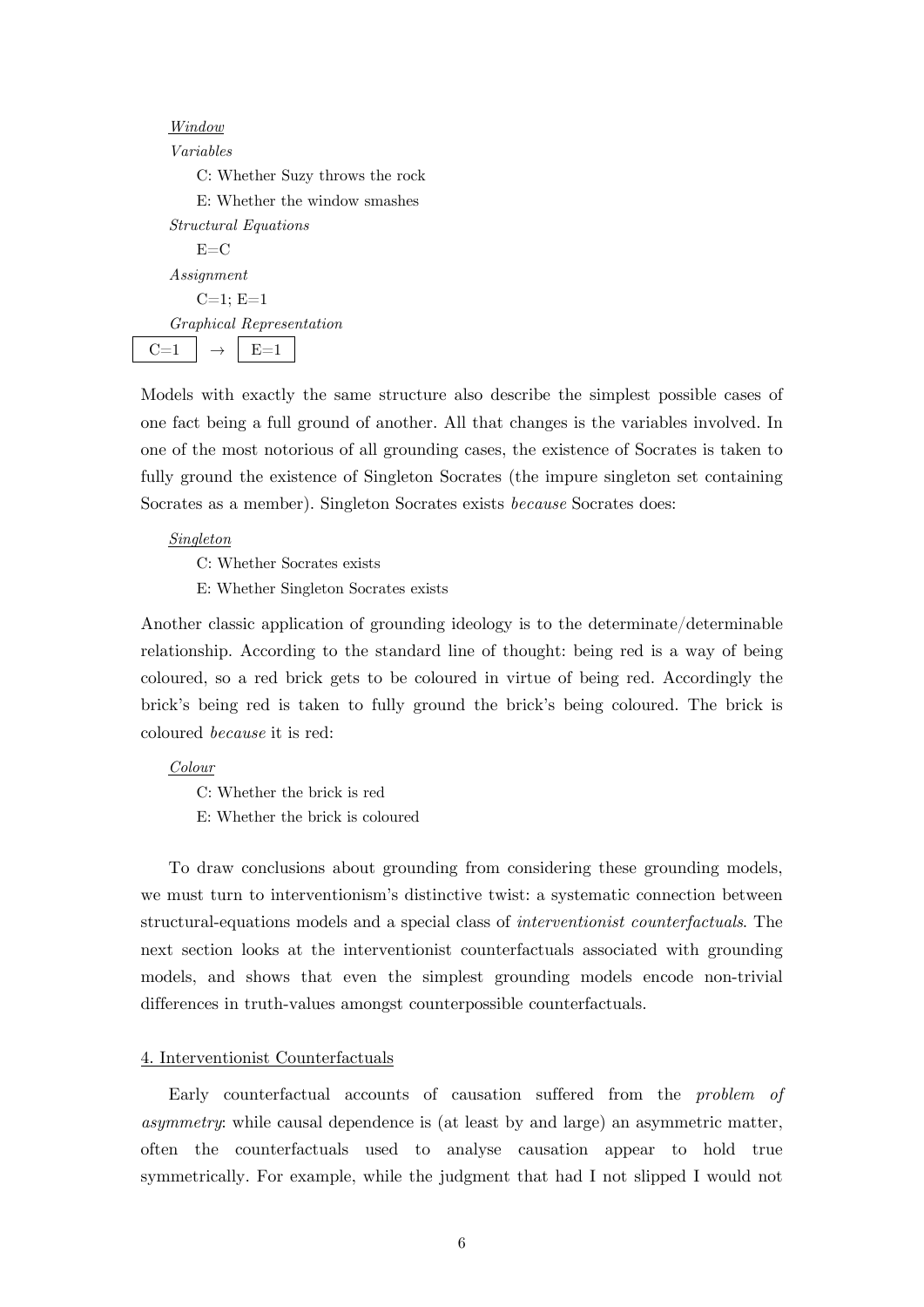*Window*

*Variables*

C: Whether Suzy throws the rock

E: Whether the window smashes

*Structural Equations*

E=C

*Assignment*

C=1; E=1

*Graphical Representation*

| C=1 | → | E=1 |
|---|---|---|

Models with exactly the same structure also describe the simplest possible cases of one fact being a full ground of another. All that changes is the variables involved. In one of the most notorious of all grounding cases, the existence of Socrates is taken to fully ground the existence of Singleton Socrates (the impure singleton set containing Socrates as a member). Singleton Socrates exists *because* Socrates does:

*Singleton*

C: Whether Socrates exists

E: Whether Singleton Socrates exists

Another classic application of grounding ideology is to the determinate/determinable relationship. According to the standard line of thought: being red is a way of being coloured, so a red brick gets to be coloured in virtue of being red. Accordingly the brick's being red is taken to fully ground the brick's being coloured. The brick is coloured *because* it is red:

*Colour*

C: Whether the brick is red

E: Whether the brick is coloured

To draw conclusions about grounding from considering these grounding models, we must turn to interventionism's distinctive twist: a systematic connection between structural-equations models and a special class of *interventionist counterfactuals*. The next section looks at the interventionist counterfactuals associated with grounding models, and shows that even the simplest grounding models encode non-trivial differences in truth-values amongst counterpossible counterfactuals.

## 4. Interventionist Counterfactuals

Early counterfactual accounts of causation suffered from the *problem of asymmetry*: while causal dependence is (at least by and large) an asymmetric matter, often the counterfactuals used to analyse causation appear to hold true symmetrically. For example, while the judgment that had I not slipped I would not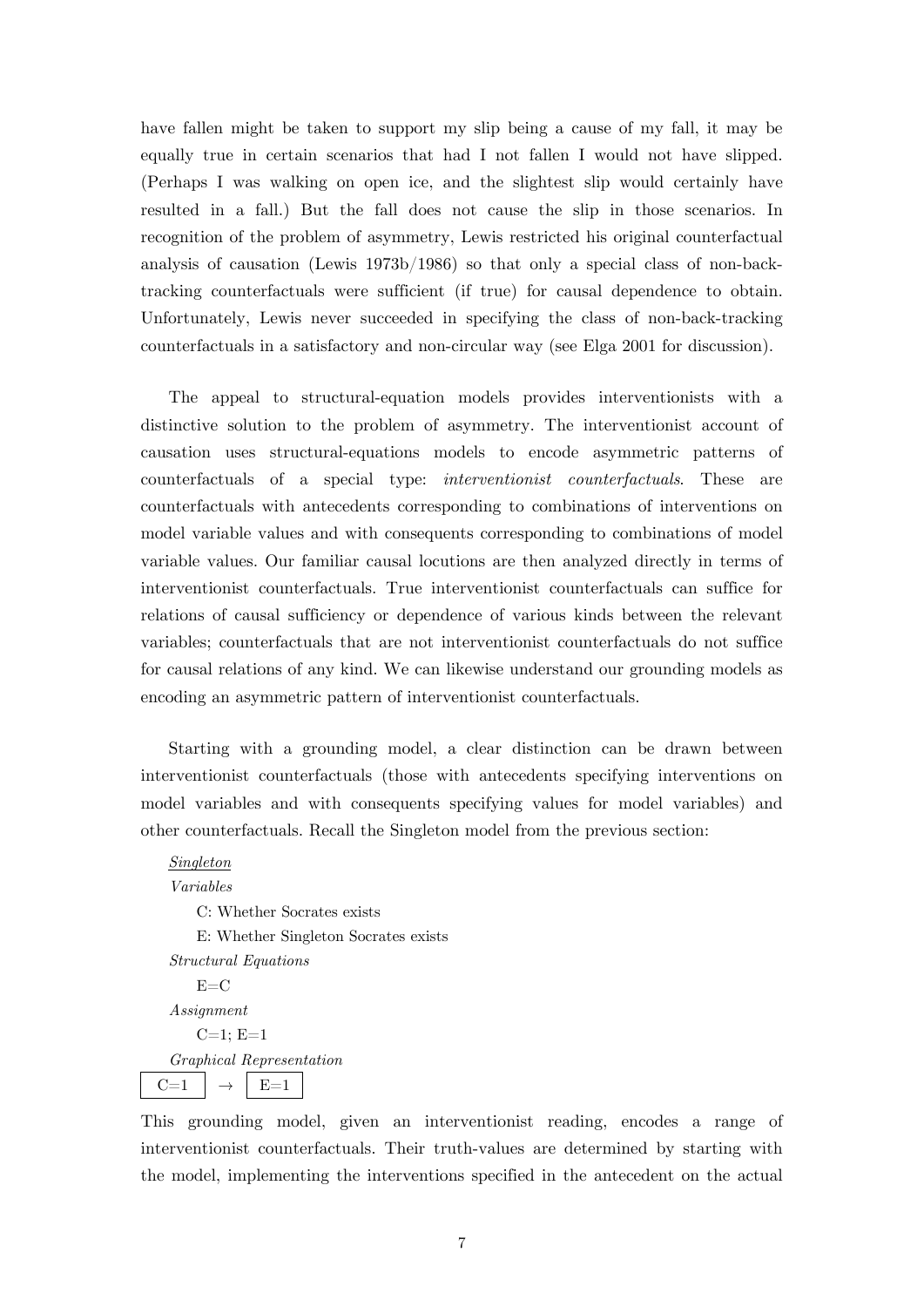have fallen might be taken to support my slip being a cause of my fall, it may be equally true in certain scenarios that had I not fallen I would not have slipped. (Perhaps I was walking on open ice, and the slightest slip would certainly have resulted in a fall.) But the fall does not cause the slip in those scenarios. In recognition of the problem of asymmetry, Lewis restricted his original counterfactual analysis of causation (Lewis 1973b/1986) so that only a special class of non-back-tracking counterfactuals were sufficient (if true) for causal dependence to obtain. Unfortunately, Lewis never succeeded in specifying the class of non-back-tracking counterfactuals in a satisfactory and non-circular way (see Elga 2001 for discussion).

The appeal to structural-equation models provides interventionists with a distinctive solution to the problem of asymmetry. The interventionist account of causation uses structural-equations models to encode asymmetric patterns of counterfactuals of a special type: *interventionist counterfactuals*. These are counterfactuals with antecedents corresponding to combinations of interventions on model variable values and with consequents corresponding to combinations of model variable values. Our familiar causal locutions are then analyzed directly in terms of interventionist counterfactuals. True interventionist counterfactuals can suffice for relations of causal sufficiency or dependence of various kinds between the relevant variables; counterfactuals that are not interventionist counterfactuals do not suffice for causal relations of any kind. We can likewise understand our grounding models as encoding an asymmetric pattern of interventionist counterfactuals.

Starting with a grounding model, a clear distinction can be drawn between interventionist counterfactuals (those with antecedents specifying interventions on model variables and with consequents specifying values for model variables) and other counterfactuals. Recall the Singleton model from the previous section:

*Singleton*

*Variables*

C: Whether Socrates exists

E: Whether Singleton Socrates exists

*Structural Equations*

E=C

*Assignment*

C=1; E=1

*Graphical Representation*

C=1 → E=1

This grounding model, given an interventionist reading, encodes a range of interventionist counterfactuals. Their truth-values are determined by starting with the model, implementing the interventions specified in the antecedent on the actual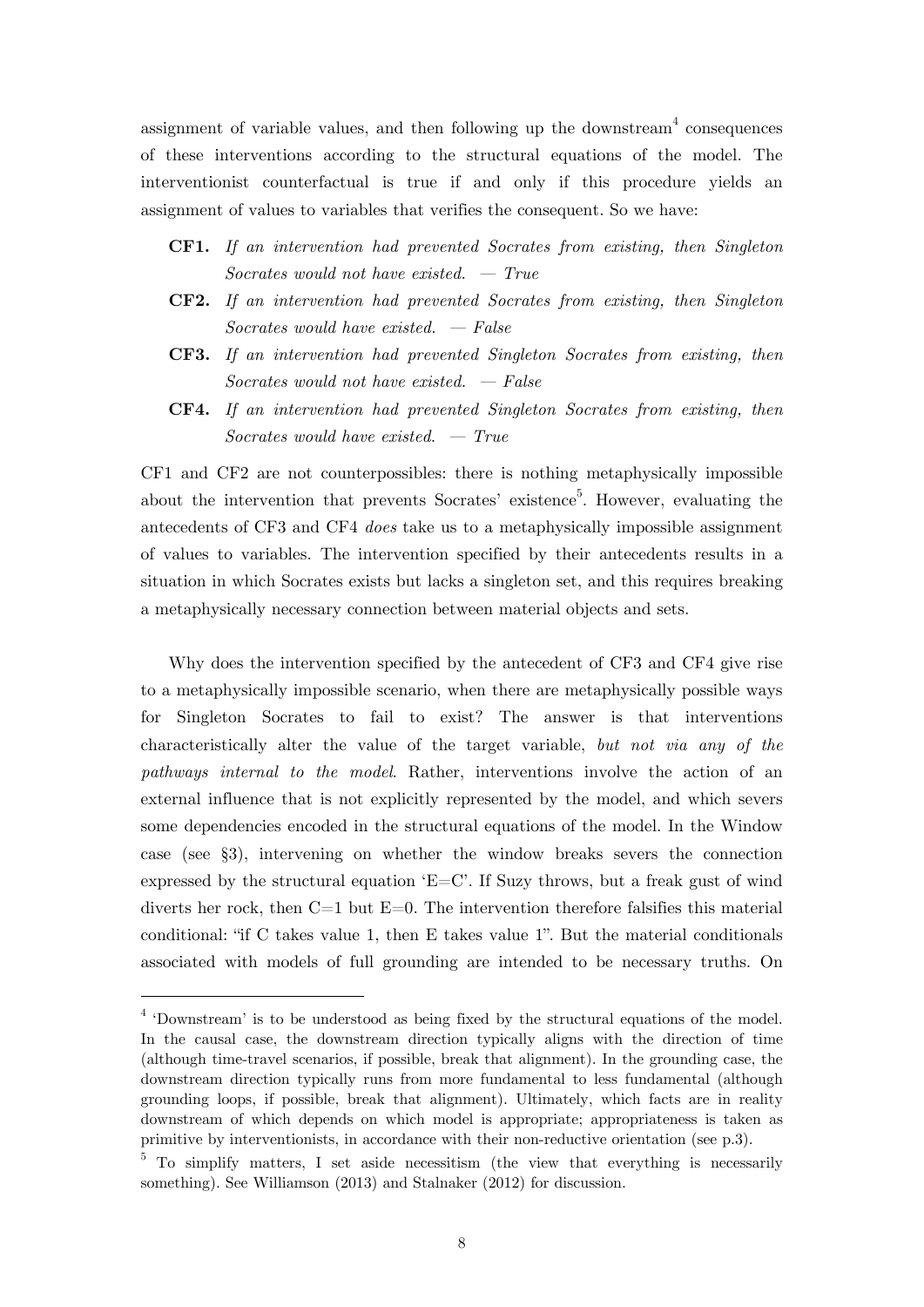assignment of variable values, and then following up the downstream[4] consequences of these interventions according to the structural equations of the model. The interventionist counterfactual is true if and only if this procedure yields an assignment of values to variables that verifies the consequent. So we have:

- **CF1.** *If an intervention had prevented Socrates from existing, then Singleton Socrates would not have existed.* — *True*
- **CF2.** *If an intervention had prevented Socrates from existing, then Singleton Socrates would have existed.* — *False*
- **CF3.** *If an intervention had prevented Singleton Socrates from existing, then Socrates would not have existed.* — *False*
- **CF4.** *If an intervention had prevented Singleton Socrates from existing, then Socrates would have existed.* — *True*

CF1 and CF2 are not counterpossibles: there is nothing metaphysically impossible about the intervention that prevents Socrates' existence[5]. However, evaluating the antecedents of CF3 and CF4 *does* take us to a metaphysically impossible assignment of values to variables. The intervention specified by their antecedents results in a situation in which Socrates exists but lacks a singleton set, and this requires breaking a metaphysically necessary connection between material objects and sets.

Why does the intervention specified by the antecedent of CF3 and CF4 give rise to a metaphysically impossible scenario, when there are metaphysically possible ways for Singleton Socrates to fail to exist? The answer is that interventions characteristically alter the value of the target variable, *but not via any of the pathways internal to the model*. Rather, interventions involve the action of an external influence that is not explicitly represented by the model, and which severs some dependencies encoded in the structural equations of the model. In the Window case (see §3), intervening on whether the window breaks severs the connection expressed by the structural equation '$E=C$'. If Suzy throws, but a freak gust of wind diverts her rock, then $C=1$ but $E=0$. The intervention therefore falsifies this material conditional: "if C takes value 1, then E takes value 1". But the material conditionals associated with models of full grounding are intended to be necessary truths. On

[4] 'Downstream' is to be understood as being fixed by the structural equations of the model. In the causal case, the downstream direction typically aligns with the direction of time (although time-travel scenarios, if possible, break that alignment). In the grounding case, the downstream direction typically runs from more fundamental to less fundamental (although grounding loops, if possible, break that alignment). Ultimately, which facts are in reality downstream of which depends on which model is appropriate; appropriateness is taken as primitive by interventionists, in accordance with their non-reductive orientation (see p.3).

[5] To simplify matters, I set aside necessitism (the view that everything is necessarily something). See Williamson (2013) and Stalnaker (2012) for discussion.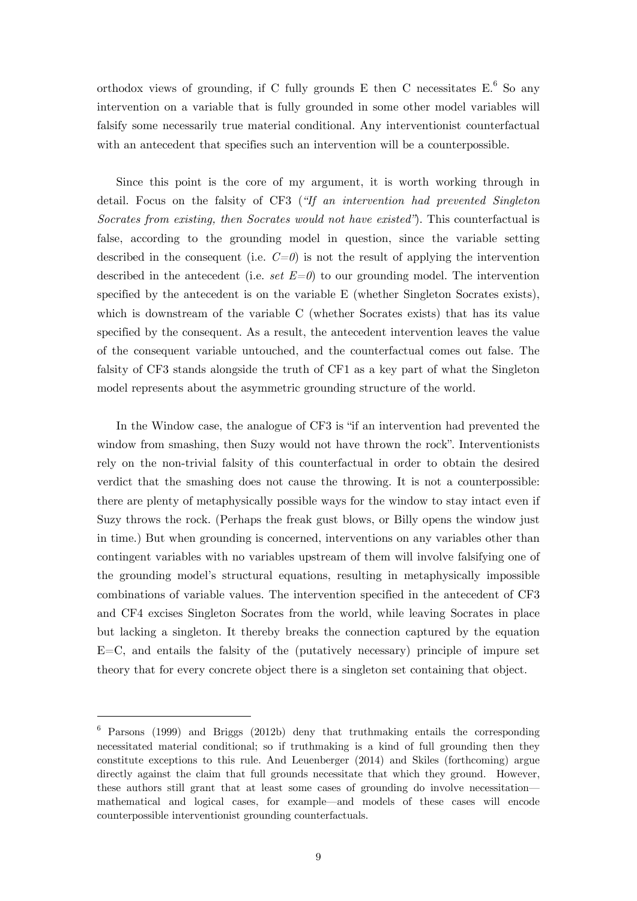orthodox views of grounding, if C fully grounds E then C necessitates E.[6] So any intervention on a variable that is fully grounded in some other model variables will falsify some necessarily true material conditional. Any interventionist counterfactual with an antecedent that specifies such an intervention will be a counterpossible.

Since this point is the core of my argument, it is worth working through in detail. Focus on the falsity of CF3 (*"If an intervention had prevented Singleton Socrates from existing, then Socrates would not have existed"*). This counterfactual is false, according to the grounding model in question, since the variable setting described in the consequent (i.e. $C=0$) is not the result of applying the intervention described in the antecedent (i.e. *set* $E=0$) to our grounding model. The intervention specified by the antecedent is on the variable E (whether Singleton Socrates exists), which is downstream of the variable C (whether Socrates exists) that has its value specified by the consequent. As a result, the antecedent intervention leaves the value of the consequent variable untouched, and the counterfactual comes out false. The falsity of CF3 stands alongside the truth of CF1 as a key part of what the Singleton model represents about the asymmetric grounding structure of the world.

In the Window case, the analogue of CF3 is "if an intervention had prevented the window from smashing, then Suzy would not have thrown the rock". Interventionists rely on the non-trivial falsity of this counterfactual in order to obtain the desired verdict that the smashing does not cause the throwing. It is not a counterpossible: there are plenty of metaphysically possible ways for the window to stay intact even if Suzy throws the rock. (Perhaps the freak gust blows, or Billy opens the window just in time.) But when grounding is concerned, interventions on any variables other than contingent variables with no variables upstream of them will involve falsifying one of the grounding model's structural equations, resulting in metaphysically impossible combinations of variable values. The intervention specified in the antecedent of CF3 and CF4 excises Singleton Socrates from the world, while leaving Socrates in place but lacking a singleton. It thereby breaks the connection captured by the equation $E=C$, and entails the falsity of the (putatively necessary) principle of impure set theory that for every concrete object there is a singleton set containing that object.

---

[6] Parsons (1999) and Briggs (2012b) deny that truthmaking entails the corresponding necessitated material conditional; so if truthmaking is a kind of full grounding then they constitute exceptions to this rule. And Leuenberger (2014) and Skiles (forthcoming) argue directly against the claim that full grounds necessitate that which they ground. However, these authors still grant that at least some cases of grounding do involve necessitation—mathematical and logical cases, for example—and models of these cases will encode counterpossible interventionist grounding counterfactuals.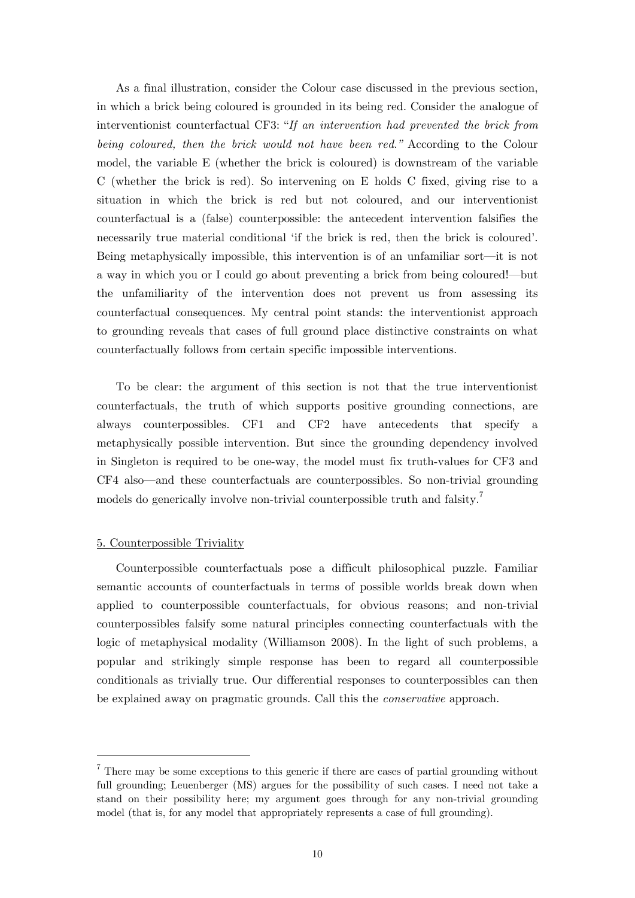As a final illustration, consider the Colour case discussed in the previous section, in which a brick being coloured is grounded in its being red. Consider the analogue of interventionist counterfactual CF3: "*If an intervention had prevented the brick from being coloured, then the brick would not have been red.*" According to the Colour model, the variable E (whether the brick is coloured) is downstream of the variable C (whether the brick is red). So intervening on E holds C fixed, giving rise to a situation in which the brick is red but not coloured, and our interventionist counterfactual is a (false) counterpossible: the antecedent intervention falsifies the necessarily true material conditional 'if the brick is red, then the brick is coloured'. Being metaphysically impossible, this intervention is of an unfamiliar sort—it is not a way in which you or I could go about preventing a brick from being coloured!—but the unfamiliarity of the intervention does not prevent us from assessing its counterfactual consequences. My central point stands: the interventionist approach to grounding reveals that cases of full ground place distinctive constraints on what counterfactually follows from certain specific impossible interventions.

To be clear: the argument of this section is not that the true interventionist counterfactuals, the truth of which supports positive grounding connections, are always counterpossibles. CF1 and CF2 have antecedents that specify a metaphysically possible intervention. But since the grounding dependency involved in Singleton is required to be one-way, the model must fix truth-values for CF3 and CF4 also—and these counterfactuals are counterpossibles. So non-trivial grounding models do generically involve non-trivial counterpossible truth and falsity.[7]

## 5. Counterpossible Triviality

Counterpossible counterfactuals pose a difficult philosophical puzzle. Familiar semantic accounts of counterfactuals in terms of possible worlds break down when applied to counterpossible counterfactuals, for obvious reasons; and non-trivial counterpossibles falsify some natural principles connecting counterfactuals with the logic of metaphysical modality (Williamson 2008). In the light of such problems, a popular and strikingly simple response has been to regard all counterpossible conditionals as trivially true. Our differential responses to counterpossibles can then be explained away on pragmatic grounds. Call this the *conservative* approach.

---

[7] There may be some exceptions to this generic if there are cases of partial grounding without full grounding; Leuenberger (MS) argues for the possibility of such cases. I need not take a stand on their possibility here; my argument goes through for any non-trivial grounding model (that is, for any model that appropriately represents a case of full grounding).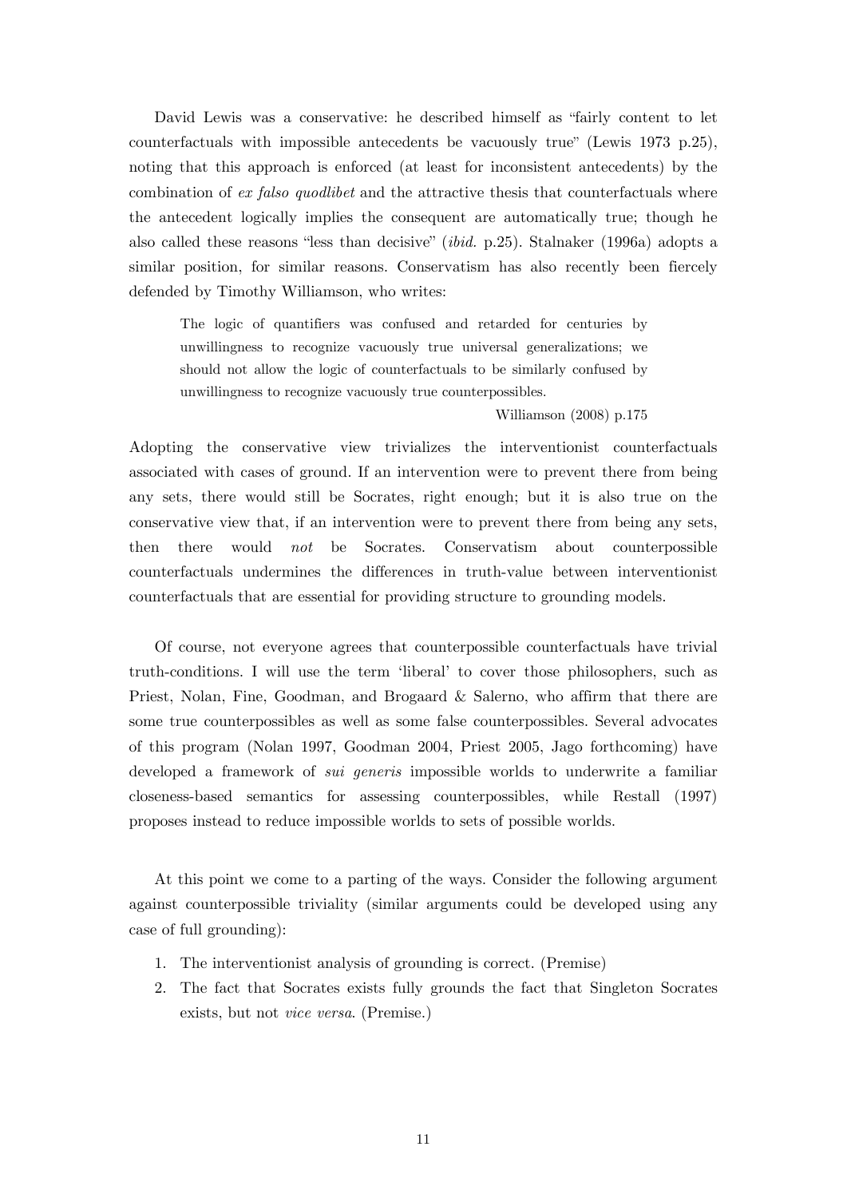David Lewis was a conservative: he described himself as "fairly content to let counterfactuals with impossible antecedents be vacuously true" (Lewis 1973 p.25), noting that this approach is enforced (at least for inconsistent antecedents) by the combination of *ex falso quodlibet* and the attractive thesis that counterfactuals where the antecedent logically implies the consequent are automatically true; though he also called these reasons "less than decisive" (*ibid.* p.25). Stalnaker (1996a) adopts a similar position, for similar reasons. Conservatism has also recently been fiercely defended by Timothy Williamson, who writes:

> The logic of quantifiers was confused and retarded for centuries by unwillingness to recognize vacuously true universal generalizations; we should not allow the logic of counterfactuals to be similarly confused by unwillingness to recognize vacuously true counterpossibles.
>
> Williamson (2008) p.175

Adopting the conservative view trivializes the interventionist counterfactuals associated with cases of ground. If an intervention were to prevent there from being any sets, there would still be Socrates, right enough; but it is also true on the conservative view that, if an intervention were to prevent there from being any sets, then there would *not* be Socrates. Conservatism about counterpossible counterfactuals undermines the differences in truth-value between interventionist counterfactuals that are essential for providing structure to grounding models.

Of course, not everyone agrees that counterpossible counterfactuals have trivial truth-conditions. I will use the term 'liberal' to cover those philosophers, such as Priest, Nolan, Fine, Goodman, and Brogaard & Salerno, who affirm that there are some true counterpossibles as well as some false counterpossibles. Several advocates of this program (Nolan 1997, Goodman 2004, Priest 2005, Jago forthcoming) have developed a framework of *sui generis* impossible worlds to underwrite a familiar closeness-based semantics for assessing counterpossibles, while Restall (1997) proposes instead to reduce impossible worlds to sets of possible worlds.

At this point we come to a parting of the ways. Consider the following argument against counterpossible triviality (similar arguments could be developed using any case of full grounding):

1. The interventionist analysis of grounding is correct. (Premise)
2. The fact that Socrates exists fully grounds the fact that Singleton Socrates exists, but not *vice versa*. (Premise.)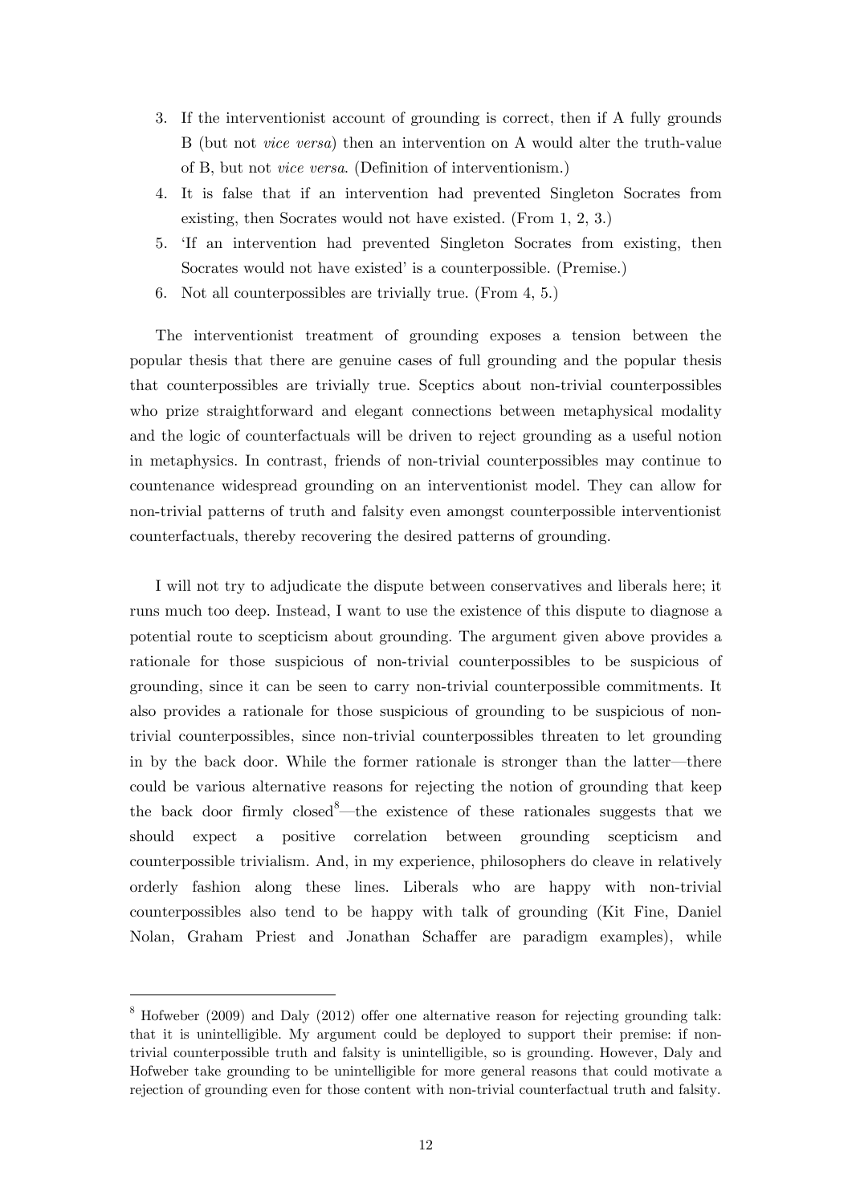3. If the interventionist account of grounding is correct, then if A fully grounds B (but not *vice versa*) then an intervention on A would alter the truth-value of B, but not *vice versa*. (Definition of interventionism.)
4. It is false that if an intervention had prevented Singleton Socrates from existing, then Socrates would not have existed. (From 1, 2, 3.)
5. 'If an intervention had prevented Singleton Socrates from existing, then Socrates would not have existed' is a counterpossible. (Premise.)
6. Not all counterpossibles are trivially true. (From 4, 5.)

The interventionist treatment of grounding exposes a tension between the popular thesis that there are genuine cases of full grounding and the popular thesis that counterpossibles are trivially true. Sceptics about non-trivial counterpossibles who prize straightforward and elegant connections between metaphysical modality and the logic of counterfactuals will be driven to reject grounding as a useful notion in metaphysics. In contrast, friends of non-trivial counterpossibles may continue to countenance widespread grounding on an interventionist model. They can allow for non-trivial patterns of truth and falsity even amongst counterpossible interventionist counterfactuals, thereby recovering the desired patterns of grounding.

I will not try to adjudicate the dispute between conservatives and liberals here; it runs much too deep. Instead, I want to use the existence of this dispute to diagnose a potential route to scepticism about grounding. The argument given above provides a rationale for those suspicious of non-trivial counterpossibles to be suspicious of grounding, since it can be seen to carry non-trivial counterpossible commitments. It also provides a rationale for those suspicious of grounding to be suspicious of non-trivial counterpossibles, since non-trivial counterpossibles threaten to let grounding in by the back door. While the former rationale is stronger than the latter—there could be various alternative reasons for rejecting the notion of grounding that keep the back door firmly closed[8]—the existence of these rationales suggests that we should expect a positive correlation between grounding scepticism and counterpossible trivialism. And, in my experience, philosophers do cleave in relatively orderly fashion along these lines. Liberals who are happy with non-trivial counterpossibles also tend to be happy with talk of grounding (Kit Fine, Daniel Nolan, Graham Priest and Jonathan Schaffer are paradigm examples), while

[8] Hofweber (2009) and Daly (2012) offer one alternative reason for rejecting grounding talk: that it is unintelligible. My argument could be deployed to support their premise: if non-trivial counterpossible truth and falsity is unintelligible, so is grounding. However, Daly and Hofweber take grounding to be unintelligible for more general reasons that could motivate a rejection of grounding even for those content with non-trivial counterfactual truth and falsity.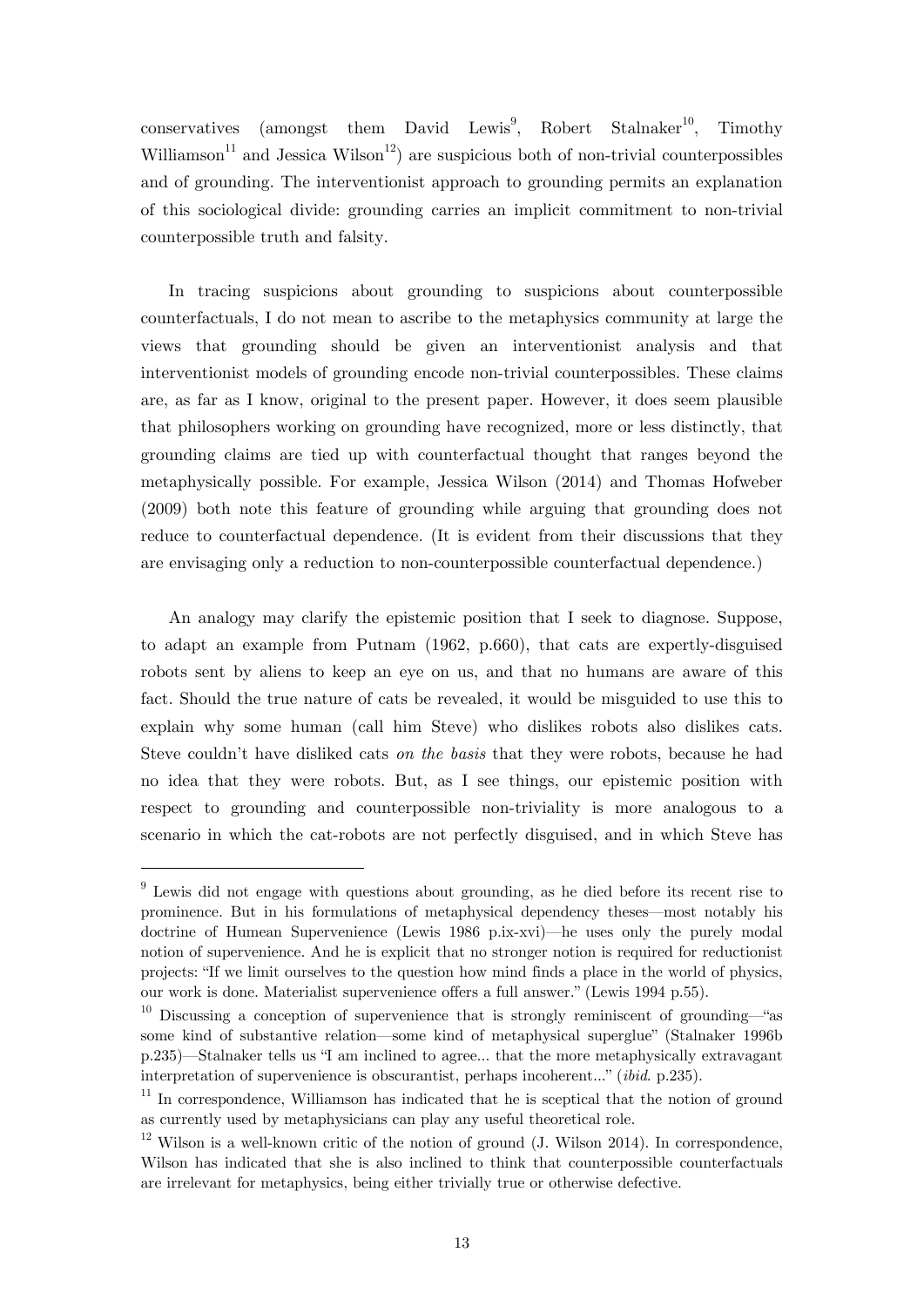conservatives (amongst them David Lewis[9], Robert Stalnaker[10], Timothy Williamson[11] and Jessica Wilson[12]) are suspicious both of non-trivial counterpossibles and of grounding. The interventionist approach to grounding permits an explanation of this sociological divide: grounding carries an implicit commitment to non-trivial counterpossible truth and falsity.

In tracing suspicions about grounding to suspicions about counterpossible counterfactuals, I do not mean to ascribe to the metaphysics community at large the views that grounding should be given an interventionist analysis and that interventionist models of grounding encode non-trivial counterpossibles. These claims are, as far as I know, original to the present paper. However, it does seem plausible that philosophers working on grounding have recognized, more or less distinctly, that grounding claims are tied up with counterfactual thought that ranges beyond the metaphysically possible. For example, Jessica Wilson (2014) and Thomas Hofweber (2009) both note this feature of grounding while arguing that grounding does not reduce to counterfactual dependence. (It is evident from their discussions that they are envisaging only a reduction to non-counterpossible counterfactual dependence.)

An analogy may clarify the epistemic position that I seek to diagnose. Suppose, to adapt an example from Putnam (1962, p.660), that cats are expertly-disguised robots sent by aliens to keep an eye on us, and that no humans are aware of this fact. Should the true nature of cats be revealed, it would be misguided to use this to explain why some human (call him Steve) who dislikes robots also dislikes cats. Steve couldn't have disliked cats *on the basis* that they were robots, because he had no idea that they were robots. But, as I see things, our epistemic position with respect to grounding and counterpossible non-triviality is more analogous to a scenario in which the cat-robots are not perfectly disguised, and in which Steve has

---

[9] Lewis did not engage with questions about grounding, as he died before its recent rise to prominence. But in his formulations of metaphysical dependency theses—most notably his doctrine of Humean Supervenience (Lewis 1986 p.ix-xvi)—he uses only the purely modal notion of supervenience. And he is explicit that no stronger notion is required for reductionist projects: "If we limit ourselves to the question how mind finds a place in the world of physics, our work is done. Materialist supervenience offers a full answer." (Lewis 1994 p.55).

[10] Discussing a conception of supervenience that is strongly reminiscent of grounding—"as some kind of substantive relation—some kind of metaphysical superglue" (Stalnaker 1996b p.235)—Stalnaker tells us "I am inclined to agree... that the more metaphysically extravagant interpretation of supervenience is obscurantist, perhaps incoherent..." (*ibid*. p.235).

[11] In correspondence, Williamson has indicated that he is sceptical that the notion of ground as currently used by metaphysicians can play any useful theoretical role.

[12] Wilson is a well-known critic of the notion of ground (J. Wilson 2014). In correspondence, Wilson has indicated that she is also inclined to think that counterpossible counterfactuals are irrelevant for metaphysics, being either trivially true or otherwise defective.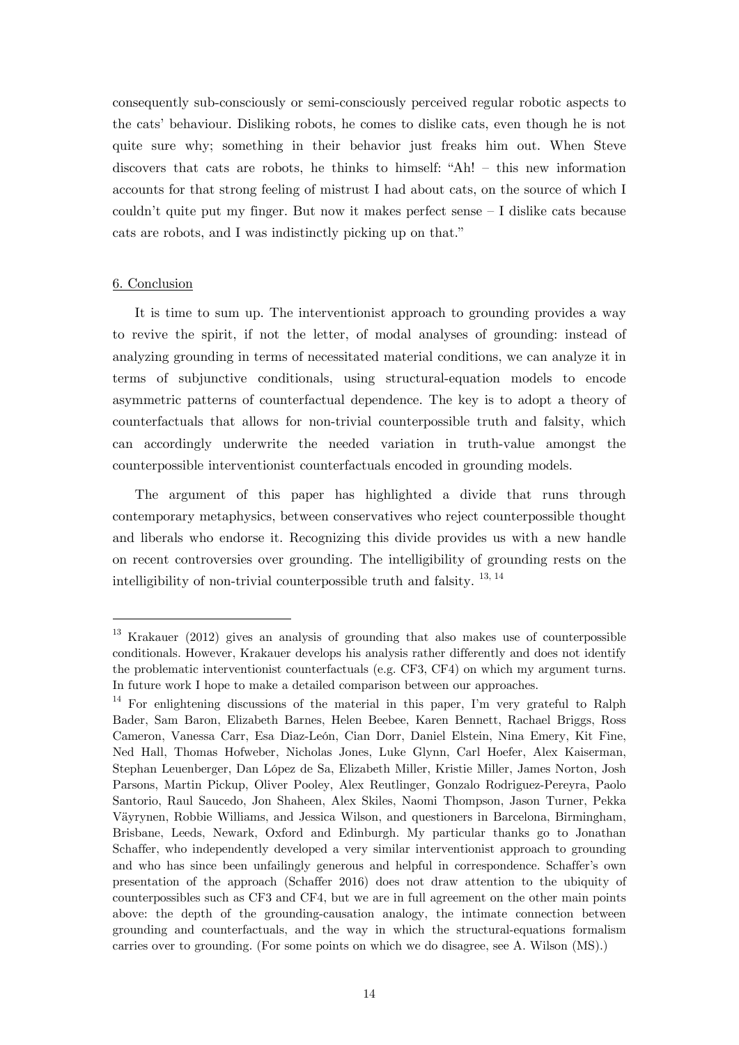consequently sub-consciously or semi-consciously perceived regular robotic aspects to the cats' behaviour. Disliking robots, he comes to dislike cats, even though he is not quite sure why; something in their behavior just freaks him out. When Steve discovers that cats are robots, he thinks to himself: "Ah! – this new information accounts for that strong feeling of mistrust I had about cats, on the source of which I couldn't quite put my finger. But now it makes perfect sense – I dislike cats because cats are robots, and I was indistinctly picking up on that."

## 6. Conclusion

It is time to sum up. The interventionist approach to grounding provides a way to revive the spirit, if not the letter, of modal analyses of grounding: instead of analyzing grounding in terms of necessitated material conditions, we can analyze it in terms of subjunctive conditionals, using structural-equation models to encode asymmetric patterns of counterfactual dependence. The key is to adopt a theory of counterfactuals that allows for non-trivial counterpossible truth and falsity, which can accordingly underwrite the needed variation in truth-value amongst the counterpossible interventionist counterfactuals encoded in grounding models.

The argument of this paper has highlighted a divide that runs through contemporary metaphysics, between conservatives who reject counterpossible thought and liberals who endorse it. Recognizing this divide provides us with a new handle on recent controversies over grounding. The intelligibility of grounding rests on the intelligibility of non-trivial counterpossible truth and falsity. [13, 14]

---

[13] Krakauer (2012) gives an analysis of grounding that also makes use of counterpossible conditionals. However, Krakauer develops his analysis rather differently and does not identify the problematic interventionist counterfactuals (e.g. CF3, CF4) on which my argument turns. In future work I hope to make a detailed comparison between our approaches.

[14] For enlightening discussions of the material in this paper, I'm very grateful to Ralph Bader, Sam Baron, Elizabeth Barnes, Helen Beebee, Karen Bennett, Rachael Briggs, Ross Cameron, Vanessa Carr, Esa Diaz-León, Cian Dorr, Daniel Elstein, Nina Emery, Kit Fine, Ned Hall, Thomas Hofweber, Nicholas Jones, Luke Glynn, Carl Hoefer, Alex Kaiserman, Stephan Leuenberger, Dan López de Sa, Elizabeth Miller, Kristie Miller, James Norton, Josh Parsons, Martin Pickup, Oliver Pooley, Alex Reutlinger, Gonzalo Rodriguez-Pereyra, Paolo Santorio, Raul Saucedo, Jon Shaheen, Alex Skiles, Naomi Thompson, Jason Turner, Pekka Väyrynen, Robbie Williams, and Jessica Wilson, and questioners in Barcelona, Birmingham, Brisbane, Leeds, Newark, Oxford and Edinburgh. My particular thanks go to Jonathan Schaffer, who independently developed a very similar interventionist approach to grounding and who has since been unfailingly generous and helpful in correspondence. Schaffer's own presentation of the approach (Schaffer 2016) does not draw attention to the ubiquity of counterpossibles such as CF3 and CF4, but we are in full agreement on the other main points above: the depth of the grounding-causation analogy, the intimate connection between grounding and counterfactuals, and the way in which the structural-equations formalism carries over to grounding. (For some points on which we do disagree, see A. Wilson (MS).)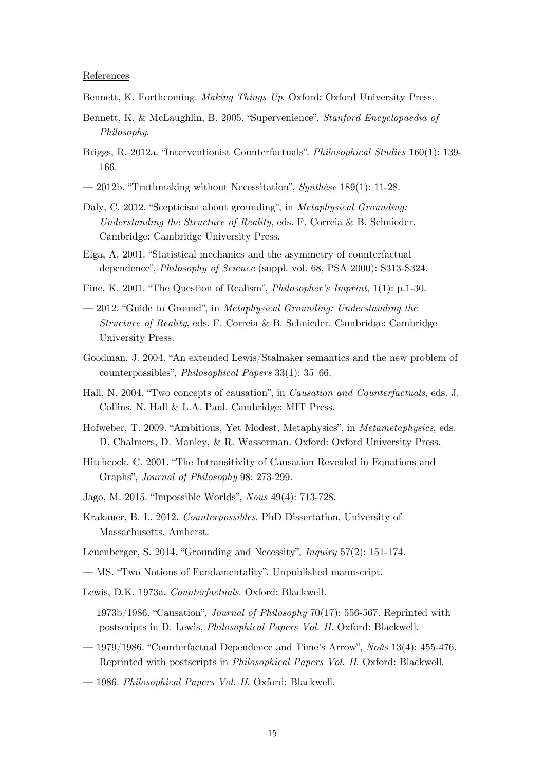References

Bennett, K. Forthcoming. *Making Things Up*. Oxford: Oxford University Press.

Bennett, K. & McLaughlin, B. 2005. "Supervenience". *Stanford Encyclopaedia of Philosophy*.

Briggs, R. 2012a. "Interventionist Counterfactuals". *Philosophical Studies* 160(1): 139-166.

— 2012b. "Truthmaking without Necessitation", *Synthèse* 189(1): 11-28.

Daly, C. 2012. "Scepticism about grounding", in *Metaphysical Grounding: Understanding the Structure of Reality*, eds. F. Correia & B. Schnieder. Cambridge: Cambridge University Press.

Elga, A. 2001. "Statistical mechanics and the asymmetry of counterfactual dependence", *Philosophy of Science* (suppl. vol. 68, PSA 2000): S313-S324.

Fine, K. 2001. "The Question of Realism", *Philosopher's Imprint*, 1(1): p.1-30.

— 2012. "Guide to Ground", in *Metaphysical Grounding: Understanding the Structure of Reality*, eds. F. Correia & B. Schnieder. Cambridge: Cambridge University Press.

Goodman, J. 2004. "An extended Lewis/Stalnaker semantics and the new problem of counterpossibles", *Philosophical Papers* 33(1): 35–66.

Hall, N. 2004. "Two concepts of causation", in *Causation and Counterfactuals*, eds. J. Collins, N. Hall & L.A. Paul. Cambridge: MIT Press.

Hofweber, T. 2009. "Ambitious, Yet Modest, Metaphysics", in *Metametaphysics*, eds. D. Chalmers, D. Manley, & R. Wasserman. Oxford: Oxford University Press.

Hitchcock, C. 2001. "The Intransitivity of Causation Revealed in Equations and Graphs", *Journal of Philosophy* 98: 273-299.

Jago, M. 2015. "Impossible Worlds", *Noûs* 49(4): 713-728.

Krakauer, B. L. 2012. *Counterpossibles*. PhD Dissertation, University of Massachusetts, Amherst.

Leuenberger, S. 2014. "Grounding and Necessity", *Inquiry* 57(2): 151-174.

— MS. "Two Notions of Fundamentality". Unpublished manuscript.

Lewis, D.K. 1973a. *Counterfactuals*. Oxford: Blackwell.

— 1973b/1986. "Causation", *Journal of Philosophy* 70(17): 556-567. Reprinted with postscripts in D. Lewis, *Philosophical Papers Vol. II*. Oxford: Blackwell.

— 1979/1986. "Counterfactual Dependence and Time's Arrow", *Noûs* 13(4): 455-476. Reprinted with postscripts in *Philosophical Papers Vol. II*. Oxford: Blackwell.

— 1986. *Philosophical Papers Vol. II*. Oxford: Blackwell.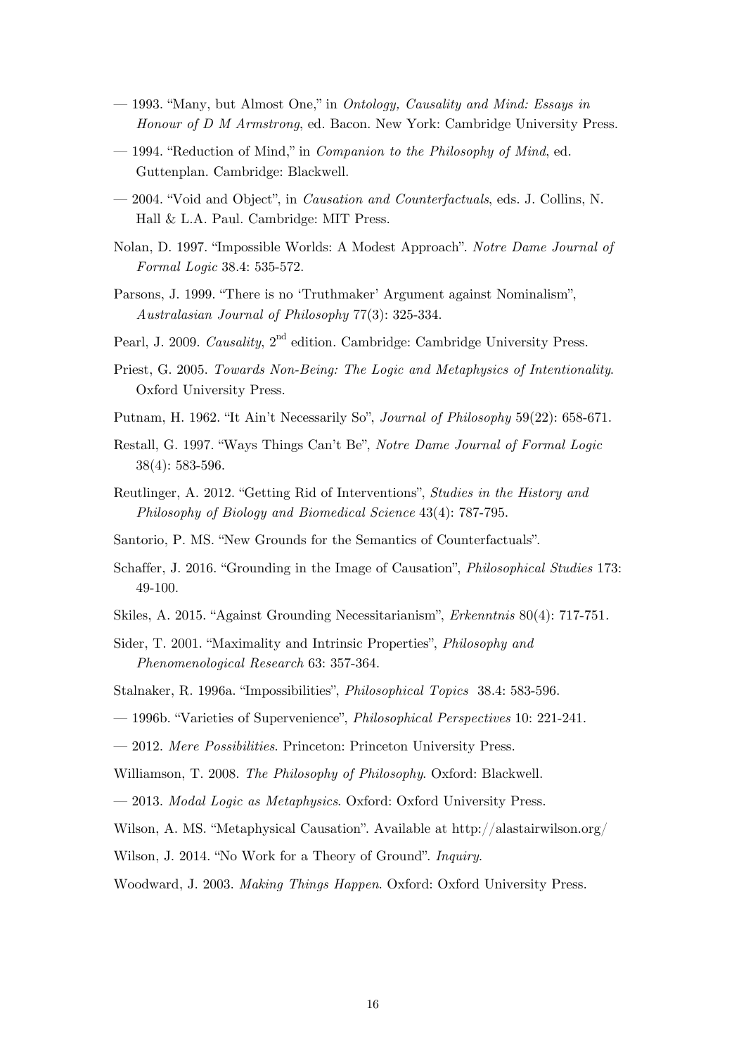— 1993. “Many, but Almost One,” in *Ontology, Causality and Mind: Essays in Honour of D M Armstrong*, ed. Bacon. New York: Cambridge University Press.

— 1994. “Reduction of Mind,” in *Companion to the Philosophy of Mind*, ed. Guttenplan. Cambridge: Blackwell.

— 2004. “Void and Object”, in *Causation and Counterfactuals*, eds. J. Collins, N. Hall & L.A. Paul. Cambridge: MIT Press.

Nolan, D. 1997. “Impossible Worlds: A Modest Approach”. *Notre Dame Journal of Formal Logic* 38.4: 535-572.

Parsons, J. 1999. “There is no ‘Truthmaker’ Argument against Nominalism”, *Australasian Journal of Philosophy* 77(3): 325-334.

Pearl, J. 2009. *Causality*, 2nd edition. Cambridge: Cambridge University Press.

Priest, G. 2005. *Towards Non-Being: The Logic and Metaphysics of Intentionality*. Oxford University Press.

Putnam, H. 1962. “It Ain’t Necessarily So”, *Journal of Philosophy* 59(22): 658-671.

Restall, G. 1997. “Ways Things Can’t Be”, *Notre Dame Journal of Formal Logic* 38(4): 583-596.

Reutlinger, A. 2012. “Getting Rid of Interventions”, *Studies in the History and Philosophy of Biology and Biomedical Science* 43(4): 787-795.

Santorio, P. MS. “New Grounds for the Semantics of Counterfactuals”.

Schaffer, J. 2016. “Grounding in the Image of Causation”, *Philosophical Studies* 173: 49-100.

Skiles, A. 2015. “Against Grounding Necessitarianism”, *Erkenntnis* 80(4): 717-751.

Sider, T. 2001. “Maximality and Intrinsic Properties”, *Philosophy and Phenomenological Research* 63: 357-364.

Stalnaker, R. 1996a. “Impossibilities”, *Philosophical Topics* 38.4: 583-596.

— 1996b. “Varieties of Supervenience”, *Philosophical Perspectives* 10: 221-241.

— 2012. *Mere Possibilities*. Princeton: Princeton University Press.

Williamson, T. 2008. *The Philosophy of Philosophy*. Oxford: Blackwell.

— 2013. *Modal Logic as Metaphysics*. Oxford: Oxford University Press.

Wilson, A. MS. “Metaphysical Causation”. Available at http://alastairwilson.org/

Wilson, J. 2014. “No Work for a Theory of Ground”. *Inquiry*.

Woodward, J. 2003. *Making Things Happen*. Oxford: Oxford University Press.